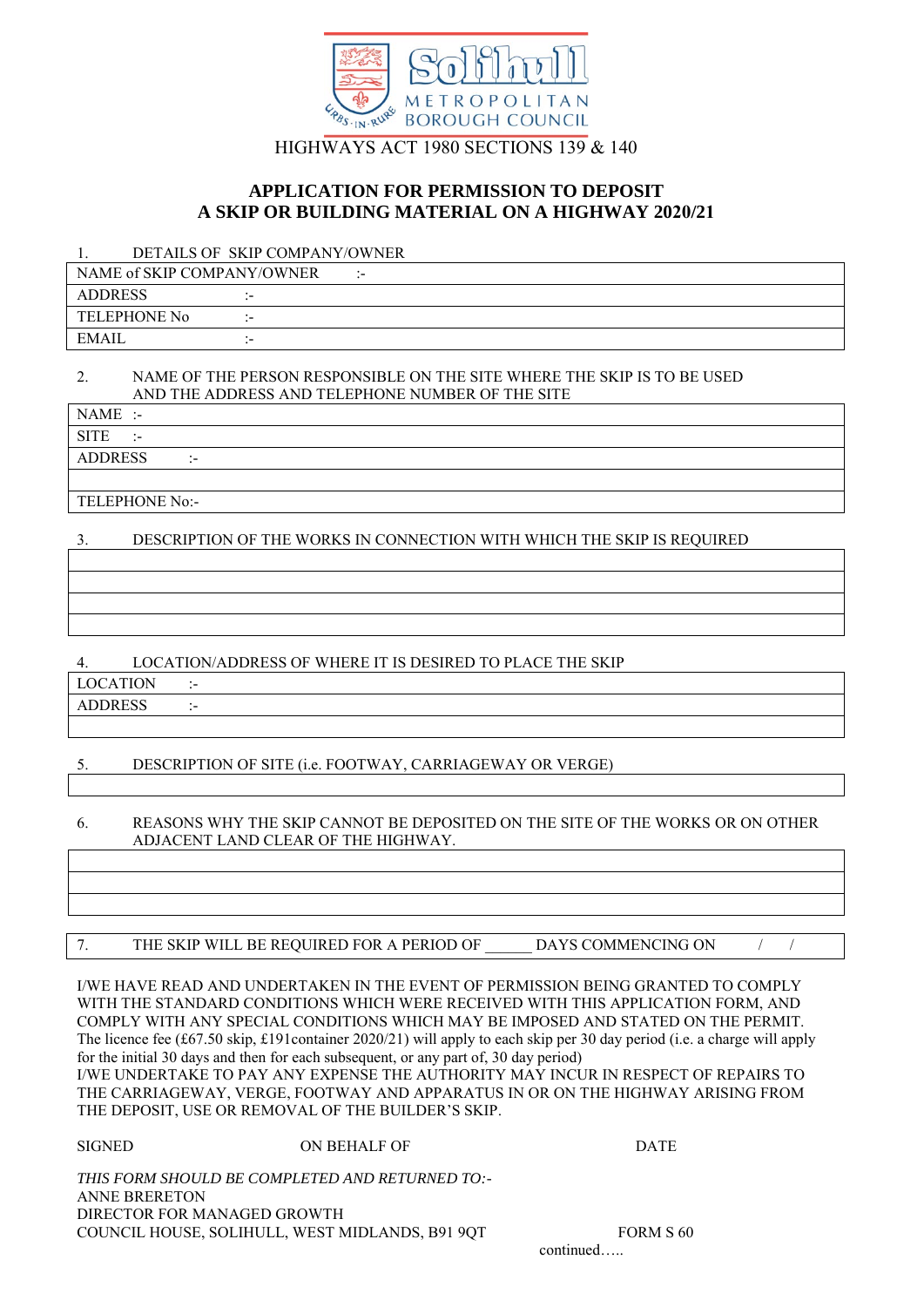Solihull METROPOLITAN BOROUGH COUNCIL

HIGHWAYS ACT 1980 SECTIONS 139 & 140

## APPLICATION FOR PERMISSION TO DEPOSIT A SKIP OR BUILDING MATERIAL ON A HIGHWAY 2020/21

1. DETAILS OF SKIP COMPANY/OWNER

| | |
|---|---|
| NAME of SKIP COMPANY/OWNER | :- |
| ADDRESS | :- |
| TELEPHONE No | :- |
| EMAIL | :- |

2. NAME OF THE PERSON RESPONSIBLE ON THE SITE WHERE THE SKIP IS TO BE USED AND THE ADDRESS AND TELEPHONE NUMBER OF THE SITE

| | |
|---|---|
| NAME | :- |
| SITE | :- |
| ADDRESS | :- |
| | |
| TELEPHONE No:- | |

3. DESCRIPTION OF THE WORKS IN CONNECTION WITH WHICH THE SKIP IS REQUIRED

| |
|---|
| |
| |
| |
| |

4. LOCATION/ADDRESS OF WHERE IT IS DESIRED TO PLACE THE SKIP

| | |
|---|---|
| LOCATION | :- |
| ADDRESS | :- |
| | |

5. DESCRIPTION OF SITE (i.e. FOOTWAY, CARRIAGEWAY OR VERGE)

| |
|---|
| |

6. REASONS WHY THE SKIP CANNOT BE DEPOSITED ON THE SITE OF THE WORKS OR ON OTHER ADJACENT LAND CLEAR OF THE HIGHWAY.

| |
|---|
| |
| |
| |

7. THE SKIP WILL BE REQUIRED FOR A PERIOD OF ______ DAYS COMMENCING ON / /

I/WE HAVE READ AND UNDERTAKEN IN THE EVENT OF PERMISSION BEING GRANTED TO COMPLY WITH THE STANDARD CONDITIONS WHICH WERE RECEIVED WITH THIS APPLICATION FORM, AND COMPLY WITH ANY SPECIAL CONDITIONS WHICH MAY BE IMPOSED AND STATED ON THE PERMIT. The licence fee (£67.50 skip, £191container 2020/21) will apply to each skip per 30 day period (i.e. a charge will apply for the initial 30 days and then for each subsequent, or any part of, 30 day period)
I/WE UNDERTAKE TO PAY ANY EXPENSE THE AUTHORITY MAY INCUR IN RESPECT OF REPAIRS TO THE CARRIAGEWAY, VERGE, FOOTWAY AND APPARATUS IN OR ON THE HIGHWAY ARISING FROM THE DEPOSIT, USE OR REMOVAL OF THE BUILDER'S SKIP.

SIGNED ON BEHALF OF DATE

*THIS FORM SHOULD BE COMPLETED AND RETURNED TO:-*
ANNE BRERETON
DIRECTOR FOR MANAGED GROWTH
COUNCIL HOUSE, SOLIHULL, WEST MIDLANDS, B91 9QT

FORM S 60

continued…..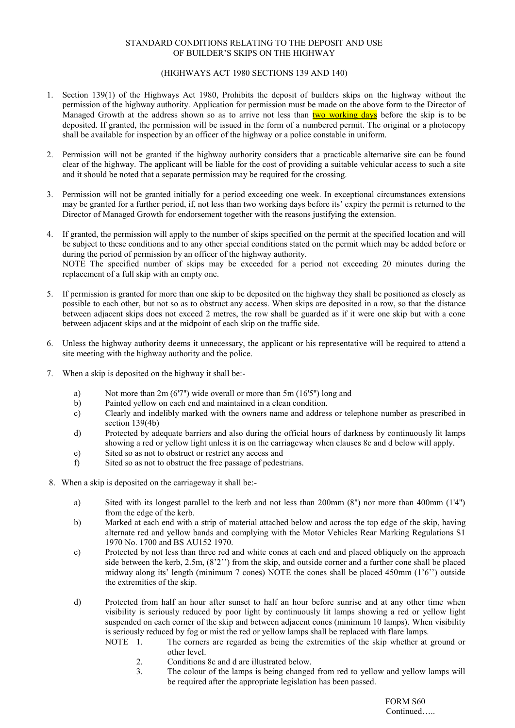STANDARD CONDITIONS RELATING TO THE DEPOSIT AND USE
OF BUILDER'S SKIPS ON THE HIGHWAY

(HIGHWAYS ACT 1980 SECTIONS 139 AND 140)

1. Section 139(1) of the Highways Act 1980, Prohibits the deposit of builders skips on the highway without the permission of the highway authority. Application for permission must be made on the above form to the Director of Managed Growth at the address shown so as to arrive not less than two working days before the skip is to be deposited. If granted, the permission will be issued in the form of a numbered permit. The original or a photocopy shall be available for inspection by an officer of the highway or a police constable in uniform.

2. Permission will not be granted if the highway authority considers that a practicable alternative site can be found clear of the highway. The applicant will be liable for the cost of providing a suitable vehicular access to such a site and it should be noted that a separate permission may be required for the crossing.

3. Permission will not be granted initially for a period exceeding one week. In exceptional circumstances extensions may be granted for a further period, if, not less than two working days before its' expiry the permit is returned to the Director of Managed Growth for endorsement together with the reasons justifying the extension.

4. If granted, the permission will apply to the number of skips specified on the permit at the specified location and will be subject to these conditions and to any other special conditions stated on the permit which may be added before or during the period of permission by an officer of the highway authority.
NOTE The specified number of skips may be exceeded for a period not exceeding 20 minutes during the replacement of a full skip with an empty one.

5. If permission is granted for more than one skip to be deposited on the highway they shall be positioned as closely as possible to each other, but not so as to obstruct any access. When skips are deposited in a row, so that the distance between adjacent skips does not exceed 2 metres, the row shall be guarded as if it were one skip but with a cone between adjacent skips and at the midpoint of each skip on the traffic side.

6. Unless the highway authority deems it unnecessary, the applicant or his representative will be required to attend a site meeting with the highway authority and the police.

7. When a skip is deposited on the highway it shall be:-

   a) Not more than 2m (6'7") wide overall or more than 5m (16'5") long and
   b) Painted yellow on each end and maintained in a clean condition.
   c) Clearly and indelibly marked with the owners name and address or telephone number as prescribed in section 139(4b)
   d) Protected by adequate barriers and also during the official hours of darkness by continuously lit lamps showing a red or yellow light unless it is on the carriageway when clauses 8c and d below will apply.
   e) Sited so as not to obstruct or restrict any access and
   f) Sited so as not to obstruct the free passage of pedestrians.

8. When a skip is deposited on the carriageway it shall be:-

   a) Sited with its longest parallel to the kerb and not less than 200mm (8") nor more than 400mm (1'4") from the edge of the kerb.
   b) Marked at each end with a strip of material attached below and across the top edge of the skip, having alternate red and yellow bands and complying with the Motor Vehicles Rear Marking Regulations S1 1970 No. 1700 and BS AU152 1970.
   c) Protected by not less than three red and white cones at each end and placed obliquely on the approach side between the kerb, 2.5m, (8'2'') from the skip, and outside corner and a further cone shall be placed midway along its' length (minimum 7 cones) NOTE the cones shall be placed 450mm (1'6'') outside the extremities of the skip.
   d) Protected from half an hour after sunset to half an hour before sunrise and at any other time when visibility is seriously reduced by poor light by continuously lit lamps showing a red or yellow light suspended on each corner of the skip and between adjacent cones (minimum 10 lamps). When visibility is seriously reduced by fog or mist the red or yellow lamps shall be replaced with flare lamps.

      NOTE
      1. The corners are regarded as being the extremities of the skip whether at ground or other level.
      2. Conditions 8c and d are illustrated below.
      3. The colour of the lamps is being changed from red to yellow and yellow lamps will be required after the appropriate legislation has been passed.

FORM S60
Continued…..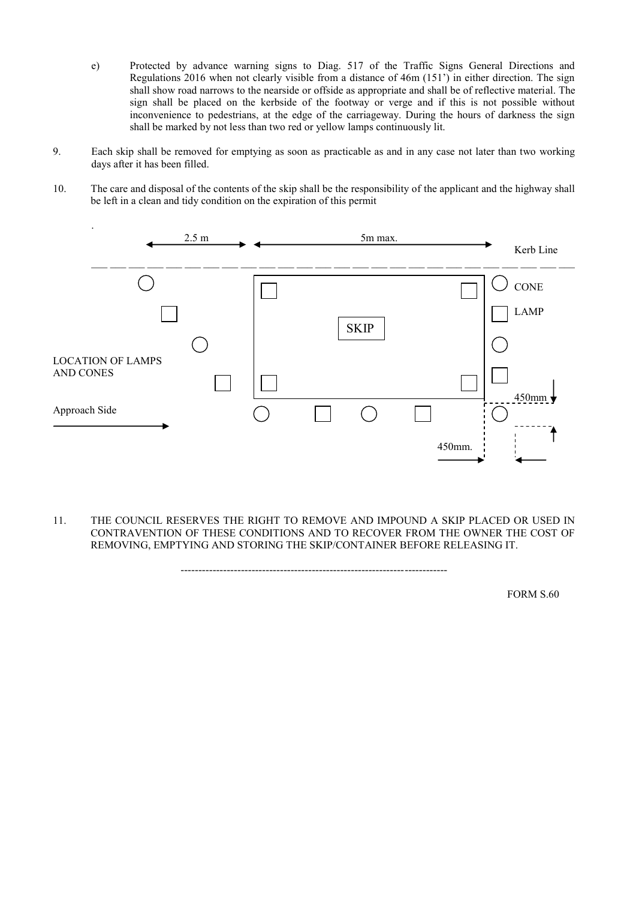e) Protected by advance warning signs to Diag. 517 of the Traffic Signs General Directions and Regulations 2016 when not clearly visible from a distance of 46m (151') in either direction. The sign shall show road narrows to the nearside or offside as appropriate and shall be of reflective material. The sign shall be placed on the kerbside of the footway or verge and if this is not possible without inconvenience to pedestrians, at the edge of the carriageway. During the hours of darkness the sign shall be marked by not less than two red or yellow lamps continuously lit.

9. Each skip shall be removed for emptying as soon as practicable as and in any case not later than two working days after it has been filled.

10. The care and disposal of the contents of the skip shall be the responsibility of the applicant and the highway shall be left in a clean and tidy condition on the expiration of this permit

2.5 m

5m max.

Kerb Line

CONE

LAMP

SKIP

LOCATION OF LAMPS AND CONES

450mm

Approach Side

450mm.

11. THE COUNCIL RESERVES THE RIGHT TO REMOVE AND IMPOUND A SKIP PLACED OR USED IN CONTRAVENTION OF THESE CONDITIONS AND TO RECOVER FROM THE OWNER THE COST OF REMOVING, EMPTYING AND STORING THE SKIP/CONTAINER BEFORE RELEASING IT.

---

FORM S.60